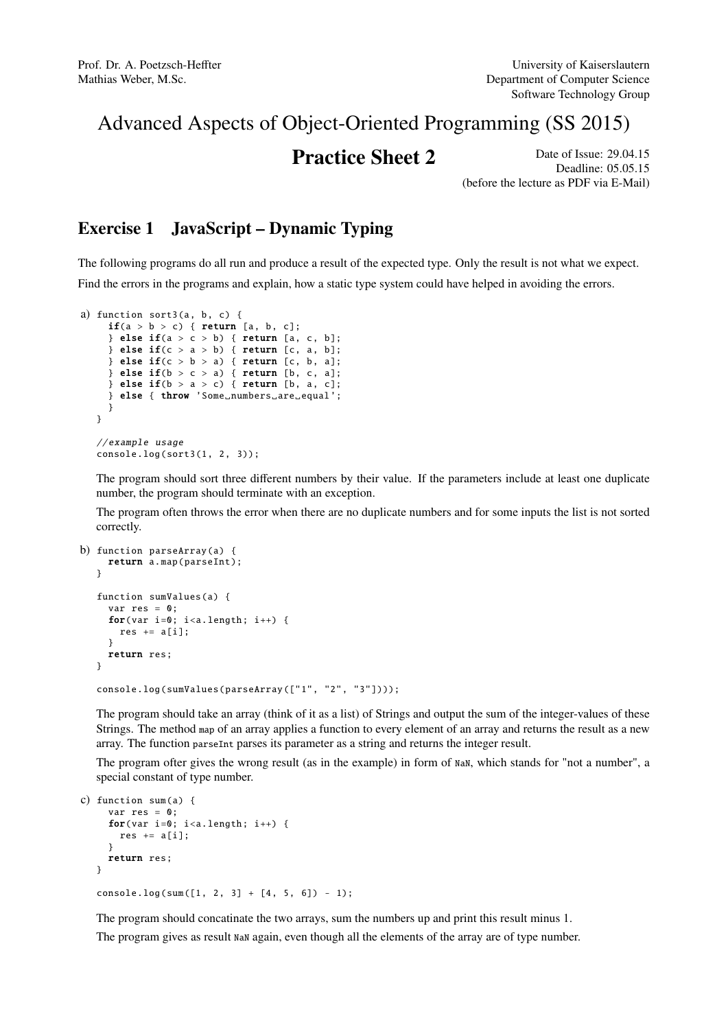Prof. Dr. A. Poetzsch-Heffter
Mathias Weber, M.Sc.

University of Kaiserslautern
Department of Computer Science
Software Technology Group

# Advanced Aspects of Object-Oriented Programming (SS 2015)

## Practice Sheet 2

Date of Issue: 29.04.15
Deadline: 05.05.15
(before the lecture as PDF via E-Mail)

## Exercise 1 JavaScript – Dynamic Typing

The following programs do all run and produce a result of the expected type. Only the result is not what we expect.

Find the errors in the programs and explain, how a static type system could have helped in avoiding the errors.

a)

```
function sort3(a, b, c) {
  if(a > b > c) { return [a, b, c];
  } else if(a > c > b) { return [a, c, b];
  } else if(c > a > b) { return [c, a, b];
  } else if(c > b > a) { return [c, b, a];
  } else if(b > c > a) { return [b, c, a];
  } else if(b > a > c) { return [b, a, c];
  } else { throw 'Some numbers are equal';
  }
}

//example usage
console.log(sort3(1, 2, 3));
```

The program should sort three different numbers by their value. If the parameters include at least one duplicate number, the program should terminate with an exception.

The program often throws the error when there are no duplicate numbers and for some inputs the list is not sorted correctly.

b)

```
function parseArray(a) {
  return a.map(parseInt);
}

function sumValues(a) {
  var res = 0;
  for(var i=0; i<a.length; i++) {
    res += a[i];
  }
  return res;
}

console.log(sumValues(parseArray(["1", "2", "3"])));
```

The program should take an array (think of it as a list) of Strings and output the sum of the integer-values of these Strings. The method `map` of an array applies a function to every element of an array and returns the result as a new array. The function `parseInt` parses its parameter as a string and returns the integer result.

The program ofter gives the wrong result (as in the example) in form of `NaN`, which stands for "not a number", a special constant of type number.

c)

```
function sum(a) {
  var res = 0;
  for(var i=0; i<a.length; i++) {
    res += a[i];
  }
  return res;
}

console.log(sum([1, 2, 3] + [4, 5, 6]) - 1);
```

The program should concatinate the two arrays, sum the numbers up and print this result minus 1.

The program gives as result `NaN` again, even though all the elements of the array are of type number.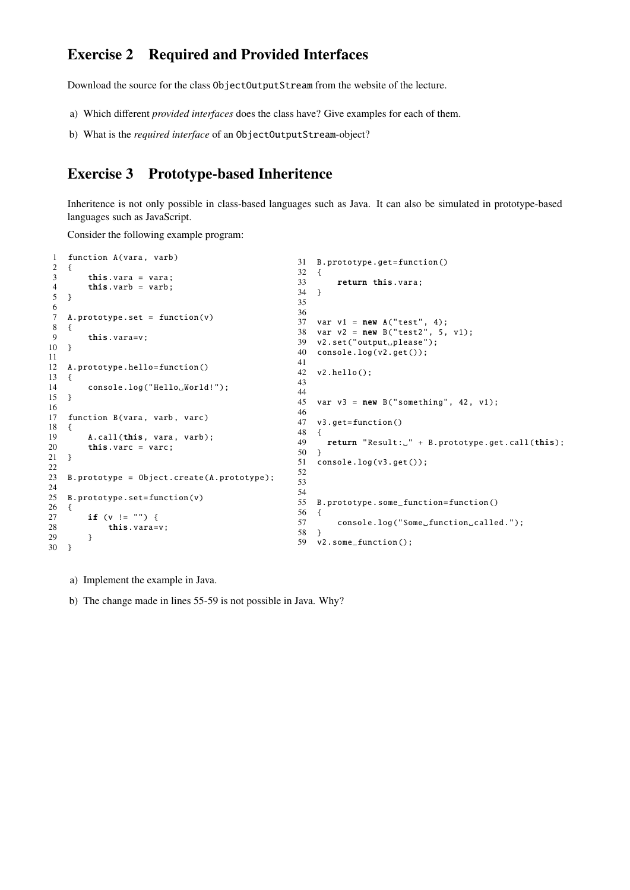## Exercise 2 Required and Provided Interfaces

Download the source for the class `ObjectOutputStream` from the website of the lecture.

a) Which different *provided interfaces* does the class have? Give examples for each of them.

b) What is the *required interface* of an `ObjectOutputStream`-object?

## Exercise 3 Prototype-based Inheritence

Inheritence is not only possible in class-based languages such as Java. It can also be simulated in prototype-based languages such as JavaScript.

Consider the following example program:

```
1  function A(vara, varb)
2  {
3      this.vara = vara;
4      this.varb = varb;
5  }
6
7  A.prototype.set = function(v)
8  {
9      this.vara=v;
10 }
11
12 A.prototype.hello=function()
13 {
14     console.log("Hello World!");
15 }
16
17 function B(vara, varb, varc)
18 {
19     A.call(this, vara, varb);
20     this.varc = varc;
21 }
22
23 B.prototype = Object.create(A.prototype);
24
25 B.prototype.set=function(v)
26 {
27     if (v != "") {
28         this.vara=v;
29     }
30 }
31 B.prototype.get=function()
32 {
33     return this.vara;
34 }
35
36
37 var v1 = new A("test", 4);
38 var v2 = new B("test2", 5, v1);
39 v2.set("output please");
40 console.log(v2.get());
41
42 v2.hello();
43
44
45 var v3 = new B("something", 42, v1);
46
47 v3.get=function()
48 {
49   return "Result: " + B.prototype.get.call(this);
50 }
51 console.log(v3.get());
52
53
54
55 B.prototype.some_function=function()
56 {
57     console.log("Some function called.");
58 }
59 v2.some_function();
```

a) Implement the example in Java.

b) The change made in lines 55-59 is not possible in Java. Why?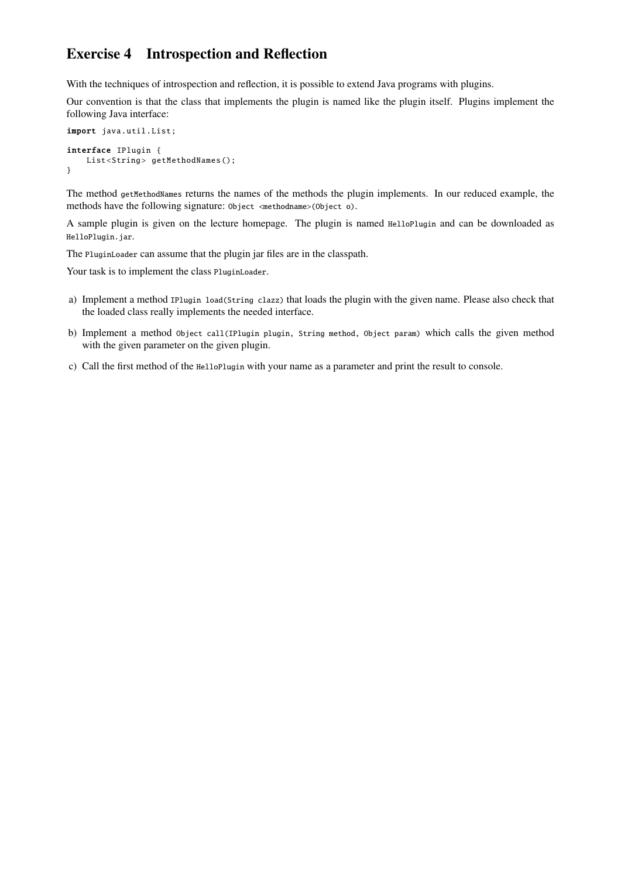## Exercise 4 Introspection and Reflection

With the techniques of introspection and reflection, it is possible to extend Java programs with plugins.

Our convention is that the class that implements the plugin is named like the plugin itself. Plugins implement the following Java interface:

```
import java.util.List;

interface IPlugin {
    List<String> getMethodNames();
}
```

The method `getMethodNames` returns the names of the methods the plugin implements. In our reduced example, the methods have the following signature: `Object <methodname>(Object o)`.

A sample plugin is given on the lecture homepage. The plugin is named `HelloPlugin` and can be downloaded as `HelloPlugin.jar`.

The `PluginLoader` can assume that the plugin jar files are in the classpath.

Your task is to implement the class `PluginLoader`.

a) Implement a method `IPlugin load(String clazz)` that loads the plugin with the given name. Please also check that the loaded class really implements the needed interface.

b) Implement a method `Object call(IPlugin plugin, String method, Object param)` which calls the given method with the given parameter on the given plugin.

c) Call the first method of the `HelloPlugin` with your name as a parameter and print the result to console.